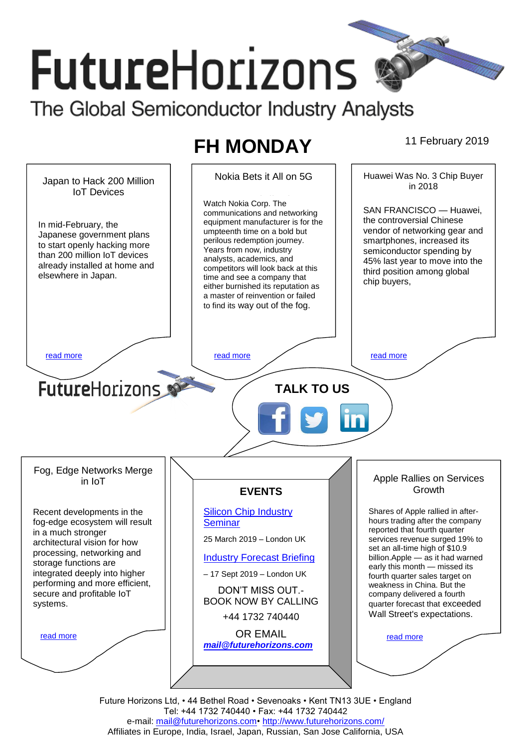# FutureHorizons

The Global Semiconductor Industry Analysts

## FH MONDAY

11 February 2019

### Japan to Hack 200 Million IoT Devices

In mid-February, the Japanese government plans to start openly hacking more than 200 million IoT devices already installed at home and elsewhere in Japan.

read more

### Nokia Bets it All on 5G

Watch Nokia Corp. The communications and networking equipment manufacturer is for the umpteenth time on a bold but perilous redemption journey. Years from now, industry analysts, academics, and competitors will look back at this time and see a company that either burnished its reputation as a master of reinvention or failed to find its way out of the fog.

read more

### Huawei Was No. 3 Chip Buyer in 2018

SAN FRANCISCO — Huawei, the controversial Chinese vendor of networking gear and smartphones, increased its semiconductor spending by 45% last year to move into the third position among global chip buyers,

read more

FutureHorizons

**TALK TO US**

### Fog, Edge Networks Merge in IoT

Recent developments in the fog-edge ecosystem will result in a much stronger architectural vision for how processing, networking and storage functions are integrated deeply into higher performing and more efficient, secure and profitable IoT systems.

read more

### EVENTS

Silicon Chip Industry Seminar

25 March 2019 – London UK

Industry Forecast Briefing

– 17 Sept 2019 – London UK

DON'T MISS OUT.- BOOK NOW BY CALLING

+44 1732 740440

OR EMAIL

***mail@futurehorizons.com***

### Apple Rallies on Services Growth

Shares of Apple rallied in after-hours trading after the company reported that fourth quarter services revenue surged 19% to set an all-time high of $10.9 billion.Apple — as it had warned early this month — missed its fourth quarter sales target on weakness in China. But the company delivered a fourth quarter forecast that exceeded Wall Street's expectations.

read more

Future Horizons Ltd, • 44 Bethel Road • Sevenoaks • Kent TN13 3UE • England
Tel: +44 1732 740440 • Fax: +44 1732 740442
e-mail: mail@futurehorizons.com• http://www.futurehorizons.com/
Affiliates in Europe, India, Israel, Japan, Russian, San Jose California, USA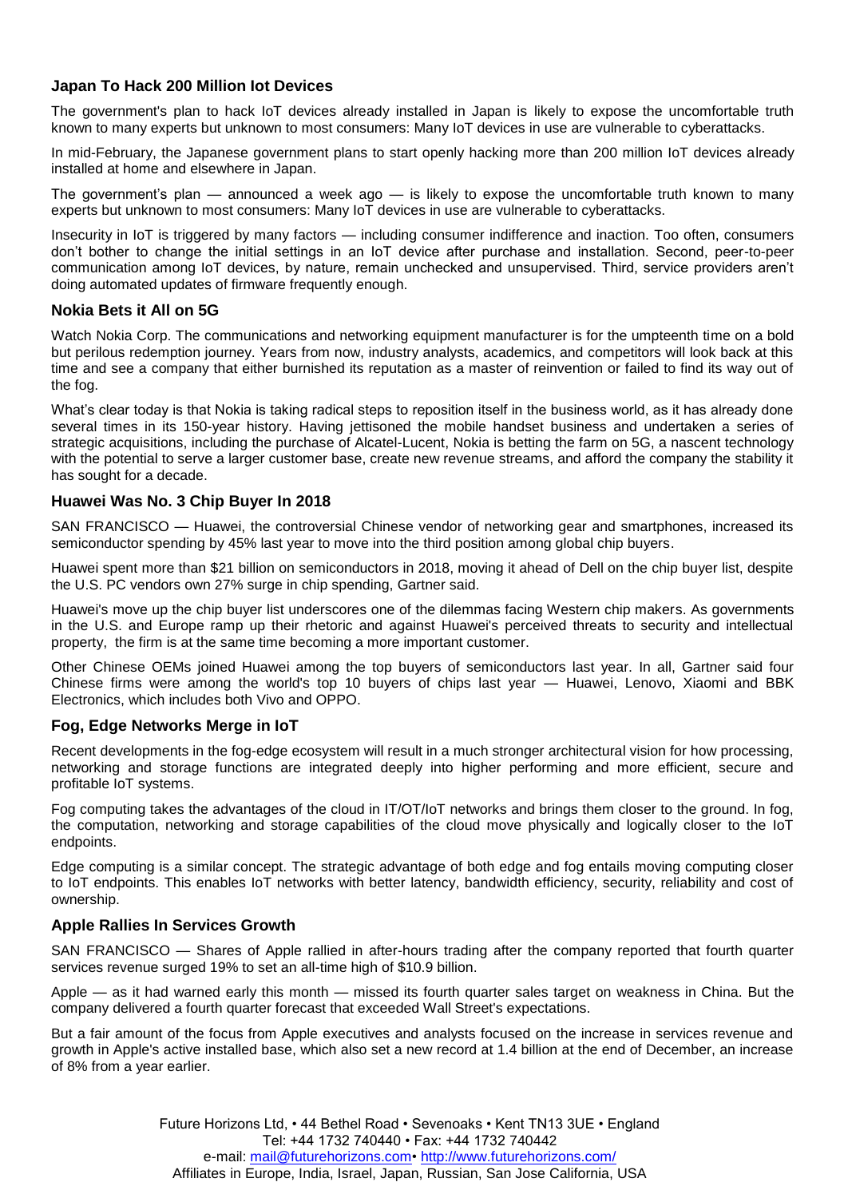### Japan To Hack 200 Million Iot Devices

The government's plan to hack IoT devices already installed in Japan is likely to expose the uncomfortable truth known to many experts but unknown to most consumers: Many IoT devices in use are vulnerable to cyberattacks.

In mid-February, the Japanese government plans to start openly hacking more than 200 million IoT devices already installed at home and elsewhere in Japan.

The government's plan — announced a week ago — is likely to expose the uncomfortable truth known to many experts but unknown to most consumers: Many IoT devices in use are vulnerable to cyberattacks.

Insecurity in IoT is triggered by many factors — including consumer indifference and inaction. Too often, consumers don't bother to change the initial settings in an IoT device after purchase and installation. Second, peer-to-peer communication among IoT devices, by nature, remain unchecked and unsupervised. Third, service providers aren't doing automated updates of firmware frequently enough.

### Nokia Bets it All on 5G

Watch Nokia Corp. The communications and networking equipment manufacturer is for the umpteenth time on a bold but perilous redemption journey. Years from now, industry analysts, academics, and competitors will look back at this time and see a company that either burnished its reputation as a master of reinvention or failed to find its way out of the fog.

What's clear today is that Nokia is taking radical steps to reposition itself in the business world, as it has already done several times in its 150-year history. Having jettisoned the mobile handset business and undertaken a series of strategic acquisitions, including the purchase of Alcatel-Lucent, Nokia is betting the farm on 5G, a nascent technology with the potential to serve a larger customer base, create new revenue streams, and afford the company the stability it has sought for a decade.

### Huawei Was No. 3 Chip Buyer In 2018

SAN FRANCISCO — Huawei, the controversial Chinese vendor of networking gear and smartphones, increased its semiconductor spending by 45% last year to move into the third position among global chip buyers.

Huawei spent more than $21 billion on semiconductors in 2018, moving it ahead of Dell on the chip buyer list, despite the U.S. PC vendors own 27% surge in chip spending, Gartner said.

Huawei's move up the chip buyer list underscores one of the dilemmas facing Western chip makers. As governments in the U.S. and Europe ramp up their rhetoric and against Huawei's perceived threats to security and intellectual property, the firm is at the same time becoming a more important customer.

Other Chinese OEMs joined Huawei among the top buyers of semiconductors last year. In all, Gartner said four Chinese firms were among the world's top 10 buyers of chips last year — Huawei, Lenovo, Xiaomi and BBK Electronics, which includes both Vivo and OPPO.

### Fog, Edge Networks Merge in IoT

Recent developments in the fog-edge ecosystem will result in a much stronger architectural vision for how processing, networking and storage functions are integrated deeply into higher performing and more efficient, secure and profitable IoT systems.

Fog computing takes the advantages of the cloud in IT/OT/IoT networks and brings them closer to the ground. In fog, the computation, networking and storage capabilities of the cloud move physically and logically closer to the IoT endpoints.

Edge computing is a similar concept. The strategic advantage of both edge and fog entails moving computing closer to IoT endpoints. This enables IoT networks with better latency, bandwidth efficiency, security, reliability and cost of ownership.

### Apple Rallies In Services Growth

SAN FRANCISCO — Shares of Apple rallied in after-hours trading after the company reported that fourth quarter services revenue surged 19% to set an all-time high of $10.9 billion.

Apple — as it had warned early this month — missed its fourth quarter sales target on weakness in China. But the company delivered a fourth quarter forecast that exceeded Wall Street's expectations.

But a fair amount of the focus from Apple executives and analysts focused on the increase in services revenue and growth in Apple's active installed base, which also set a new record at 1.4 billion at the end of December, an increase of 8% from a year earlier.